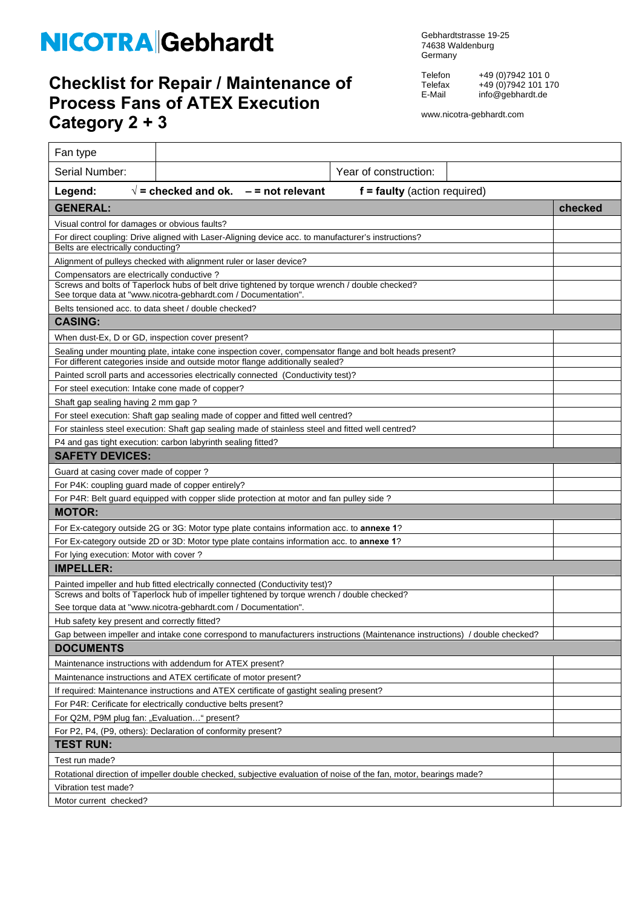# NICOTRA|Gebhardt

Gebhardtstrasse 19-25
74638 Waldenburg
Germany

Telefon +49 (0)7942 101 0
Telefax +49 (0)7942 101 170
E-Mail info@gebhardt.de

www.nicotra-gebhardt.com

## Checklist for Repair / Maintenance of Process Fans of ATEX Execution Category 2 + 3

| Fan type | | | |
|---|---|---|---|
| Serial Number: | | Year of construction: | |

**Legend:** √ **= checked and ok.** **– = not relevant** **f = faulty** (action required)

| **GENERAL:** | **checked** |
|---|---|
| Visual control for damages or obvious faults? | |
| For direct coupling: Drive aligned with Laser-Aligning device acc. to manufacturer's instructions? | |
| Belts are electrically conducting? | |
| Alignment of pulleys checked with alignment ruler or laser device? | |
| Compensators are electrically conductive ? | |
| Screws and bolts of Taperlock hubs of belt drive tightened by torque wrench / double checked? See torque data at "www.nicotra-gebhardt.com / Documentation". | |
| Belts tensioned acc. to data sheet / double checked? | |
| **CASING:** | |
| When dust-Ex, D or GD, inspection cover present? | |
| Sealing under mounting plate, intake cone inspection cover, compensator flange and bolt heads present? | |
| For different categories inside and outside motor flange additionally sealed? | |
| Painted scroll parts and accessories electrically connected (Conductivity test)? | |
| For steel execution: Intake cone made of copper? | |
| Shaft gap sealing having 2 mm gap ? | |
| For steel execution: Shaft gap sealing made of copper and fitted well centred? | |
| For stainless steel execution: Shaft gap sealing made of stainless steel and fitted well centred? | |
| P4 and gas tight execution: carbon labyrinth sealing fitted? | |
| **SAFETY DEVICES:** | |
| Guard at casing cover made of copper ? | |
| For P4K: coupling guard made of copper entirely? | |
| For P4R: Belt guard equipped with copper slide protection at motor and fan pulley side ? | |
| **MOTOR:** | |
| For Ex-category outside 2G or 3G: Motor type plate contains information acc. to **annexe 1**? | |
| For Ex-category outside 2D or 3D: Motor type plate contains information acc. to **annexe 1**? | |
| For lying execution: Motor with cover ? | |
| **IMPELLER:** | |
| Painted impeller and hub fitted electrically connected (Conductivity test)? | |
| Screws and bolts of Taperlock hub of impeller tightened by torque wrench / double checked? See torque data at "www.nicotra-gebhardt.com / Documentation". | |
| Hub safety key present and correctly fitted? | |
| Gap between impeller and intake cone correspond to manufacturers instructions (Maintenance instructions) / double checked? | |
| **DOCUMENTS** | |
| Maintenance instructions with addendum for ATEX present? | |
| Maintenance instructions and ATEX certificate of motor present? | |
| If required: Maintenance instructions and ATEX certificate of gastight sealing present? | |
| For P4R: Cerificate for electrically conductive belts present? | |
| For Q2M, P9M plug fan: „Evaluation…" present? | |
| For P2, P4, (P9, others): Declaration of conformity present? | |
| **TEST RUN:** | |
| Test run made? | |
| Rotational direction of impeller double checked, subjective evaluation of noise of the fan, motor, bearings made? | |
| Vibration test made? | |
| Motor current checked? | |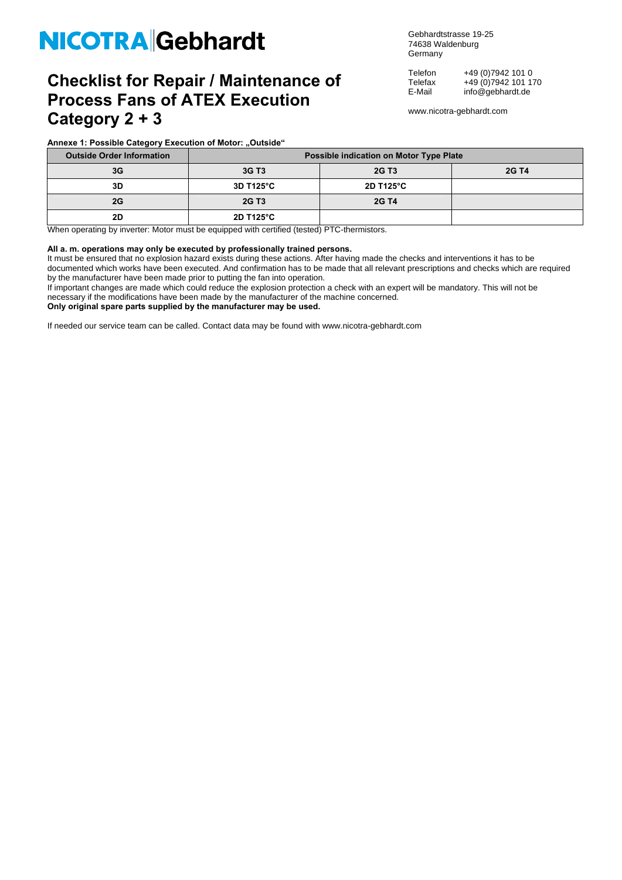# NICOTRA|Gebhardt

Gebhardtstrasse 19-25
74638 Waldenburg
Germany

Telefon +49 (0)7942 101 0
Telefax +49 (0)7942 101 170
E-Mail info@gebhardt.de

www.nicotra-gebhardt.com

# Checklist for Repair / Maintenance of Process Fans of ATEX Execution Category 2 + 3

**Annexe 1: Possible Category Execution of Motor: „Outside“**

| Outside Order Information | Possible indication on Motor Type Plate | | |
|---|---|---|---|
| 3G | 3G T3 | 2G T3 | 2G T4 |
| 3D | 3D T125°C | 2D T125°C | |
| 2G | 2G T3 | 2G T4 | |
| 2D | 2D T125°C | | |

When operating by inverter: Motor must be equipped with certified (tested) PTC-thermistors.

**All a. m. operations may only be executed by professionally trained persons.**
It must be ensured that no explosion hazard exists during these actions. After having made the checks and interventions it has to be documented which works have been executed. And confirmation has to be made that all relevant prescriptions and checks which are required by the manufacturer have been made prior to putting the fan into operation.
If important changes are made which could reduce the explosion protection a check with an expert will be mandatory. This will not be necessary if the modifications have been made by the manufacturer of the machine concerned.
**Only original spare parts supplied by the manufacturer may be used.**

If needed our service team can be called. Contact data may be found with www.nicotra-gebhardt.com